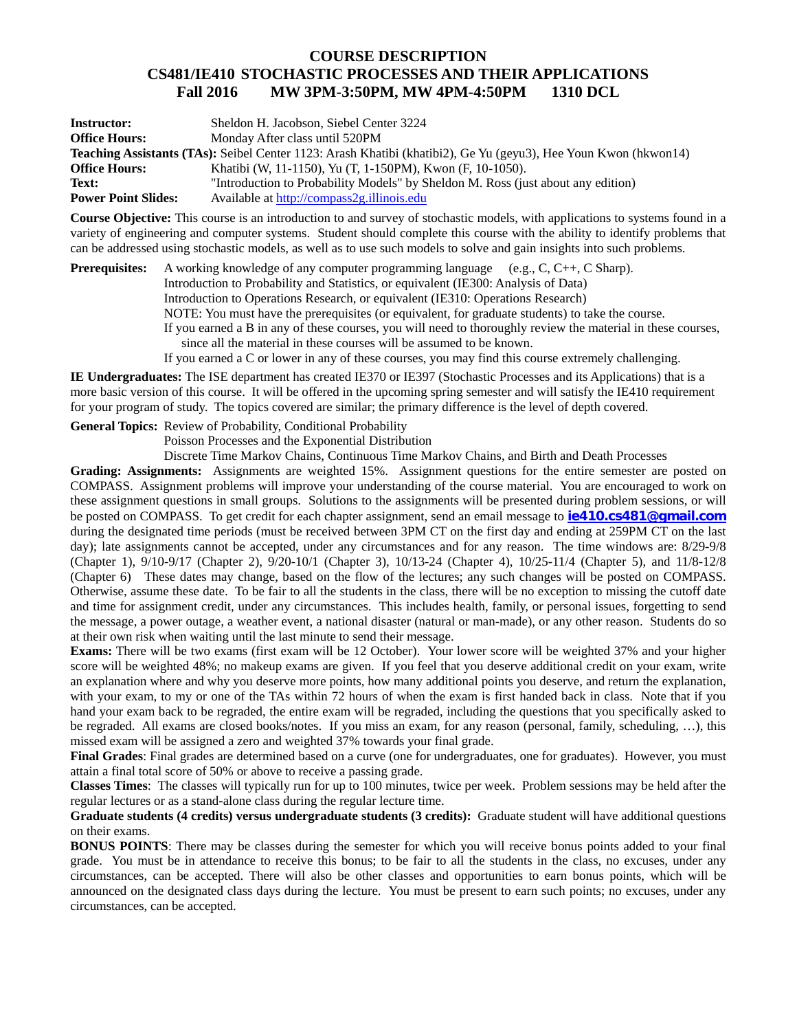# COURSE DESCRIPTION
# CS481/IE410 STOCHASTIC PROCESSES AND THEIR APPLICATIONS
## Fall 2016 MW 3PM-3:50PM, MW 4PM-4:50PM 1310 DCL

**Instructor:** Sheldon H. Jacobson, Siebel Center 3224
**Office Hours:** Monday After class until 520PM
**Teaching Assistants (TAs):** Seibel Center 1123: Arash Khatibi (khatibi2), Ge Yu (geyu3), Hee Youn Kwon (hkwon14)
**Office Hours:** Khatibi (W, 11-1150), Yu (T, 1-150PM), Kwon (F, 10-1050).
**Text:** "Introduction to Probability Models" by Sheldon M. Ross (just about any edition)
**Power Point Slides:** Available at http://compass2g.illinois.edu

**Course Objective:** This course is an introduction to and survey of stochastic models, with applications to systems found in a variety of engineering and computer systems. Student should complete this course with the ability to identify problems that can be addressed using stochastic models, as well as to use such models to solve and gain insights into such problems.

**Prerequisites:** A working knowledge of any computer programming language (e.g., C, C++, C Sharp).
Introduction to Probability and Statistics, or equivalent (IE300: Analysis of Data)
Introduction to Operations Research, or equivalent (IE310: Operations Research)
NOTE: You must have the prerequisites (or equivalent, for graduate students) to take the course.
If you earned a B in any of these courses, you will need to thoroughly review the material in these courses, since all the material in these courses will be assumed to be known.
If you earned a C or lower in any of these courses, you may find this course extremely challenging.

**IE Undergraduates:** The ISE department has created IE370 or IE397 (Stochastic Processes and its Applications) that is a more basic version of this course. It will be offered in the upcoming spring semester and will satisfy the IE410 requirement for your program of study. The topics covered are similar; the primary difference is the level of depth covered.

**General Topics:** Review of Probability, Conditional Probability
Poisson Processes and the Exponential Distribution
Discrete Time Markov Chains, Continuous Time Markov Chains, and Birth and Death Processes

**Grading: Assignments:** Assignments are weighted 15%. Assignment questions for the entire semester are posted on COMPASS. Assignment problems will improve your understanding of the course material. You are encouraged to work on these assignment questions in small groups. Solutions to the assignments will be presented during problem sessions, or will be posted on COMPASS. To get credit for each chapter assignment, send an email message to **ie410.cs481@gmail.com** during the designated time periods (must be received between 3PM CT on the first day and ending at 259PM CT on the last day); late assignments cannot be accepted, under any circumstances and for any reason. The time windows are: 8/29-9/8 (Chapter 1), 9/10-9/17 (Chapter 2), 9/20-10/1 (Chapter 3), 10/13-24 (Chapter 4), 10/25-11/4 (Chapter 5), and 11/8-12/8 (Chapter 6) These dates may change, based on the flow of the lectures; any such changes will be posted on COMPASS. Otherwise, assume these date. To be fair to all the students in the class, there will be no exception to missing the cutoff date and time for assignment credit, under any circumstances. This includes health, family, or personal issues, forgetting to send the message, a power outage, a weather event, a national disaster (natural or man-made), or any other reason. Students do so at their own risk when waiting until the last minute to send their message.

**Exams:** There will be two exams (first exam will be 12 October). Your lower score will be weighted 37% and your higher score will be weighted 48%; no makeup exams are given. If you feel that you deserve additional credit on your exam, write an explanation where and why you deserve more points, how many additional points you deserve, and return the explanation, with your exam, to my or one of the TAs within 72 hours of when the exam is first handed back in class. Note that if you hand your exam back to be regraded, the entire exam will be regraded, including the questions that you specifically asked to be regraded. All exams are closed books/notes. If you miss an exam, for any reason (personal, family, scheduling, …), this missed exam will be assigned a zero and weighted 37% towards your final grade.

**Final Grades**: Final grades are determined based on a curve (one for undergraduates, one for graduates). However, you must attain a final total score of 50% or above to receive a passing grade.

**Classes Times**: The classes will typically run for up to 100 minutes, twice per week. Problem sessions may be held after the regular lectures or as a stand-alone class during the regular lecture time.

**Graduate students (4 credits) versus undergraduate students (3 credits):** Graduate student will have additional questions on their exams.

**BONUS POINTS**: There may be classes during the semester for which you will receive bonus points added to your final grade. You must be in attendance to receive this bonus; to be fair to all the students in the class, no excuses, under any circumstances, can be accepted. There will also be other classes and opportunities to earn bonus points, which will be announced on the designated class days during the lecture. You must be present to earn such points; no excuses, under any circumstances, can be accepted.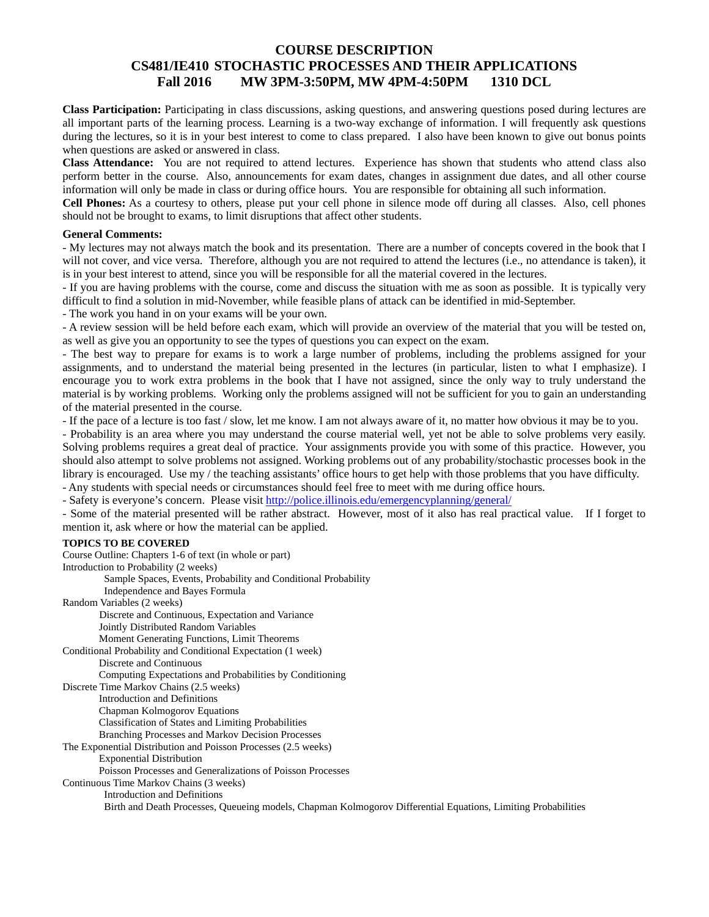# COURSE DESCRIPTION
# CS481/IE410 STOCHASTIC PROCESSES AND THEIR APPLICATIONS
# Fall 2016 MW 3PM-3:50PM, MW 4PM-4:50PM 1310 DCL

**Class Participation:** Participating in class discussions, asking questions, and answering questions posed during lectures are all important parts of the learning process. Learning is a two-way exchange of information. I will frequently ask questions during the lectures, so it is in your best interest to come to class prepared. I also have been known to give out bonus points when questions are asked or answered in class.

**Class Attendance:** You are not required to attend lectures. Experience has shown that students who attend class also perform better in the course. Also, announcements for exam dates, changes in assignment due dates, and all other course information will only be made in class or during office hours. You are responsible for obtaining all such information.

**Cell Phones:** As a courtesy to others, please put your cell phone in silence mode off during all classes. Also, cell phones should not be brought to exams, to limit disruptions that affect other students.

**General Comments:**

- My lectures may not always match the book and its presentation. There are a number of concepts covered in the book that I will not cover, and vice versa. Therefore, although you are not required to attend the lectures (i.e., no attendance is taken), it is in your best interest to attend, since you will be responsible for all the material covered in the lectures.
- If you are having problems with the course, come and discuss the situation with me as soon as possible. It is typically very difficult to find a solution in mid-November, while feasible plans of attack can be identified in mid-September.
- The work you hand in on your exams will be your own.
- A review session will be held before each exam, which will provide an overview of the material that you will be tested on, as well as give you an opportunity to see the types of questions you can expect on the exam.
- The best way to prepare for exams is to work a large number of problems, including the problems assigned for your assignments, and to understand the material being presented in the lectures (in particular, listen to what I emphasize). I encourage you to work extra problems in the book that I have not assigned, since the only way to truly understand the material is by working problems. Working only the problems assigned will not be sufficient for you to gain an understanding of the material presented in the course.
- If the pace of a lecture is too fast / slow, let me know. I am not always aware of it, no matter how obvious it may be to you.
- Probability is an area where you may understand the course material well, yet not be able to solve problems very easily. Solving problems requires a great deal of practice. Your assignments provide you with some of this practice. However, you should also attempt to solve problems not assigned. Working problems out of any probability/stochastic processes book in the library is encouraged. Use my / the teaching assistants' office hours to get help with those problems that you have difficulty.
- Any students with special needs or circumstances should feel free to meet with me during office hours.
- Safety is everyone's concern. Please visit http://police.illinois.edu/emergencyplanning/general/
- Some of the material presented will be rather abstract. However, most of it also has real practical value. If I forget to mention it, ask where or how the material can be applied.

**TOPICS TO BE COVERED**

Course Outline: Chapters 1-6 of text (in whole or part)

Introduction to Probability (2 weeks)
- Sample Spaces, Events, Probability and Conditional Probability
- Independence and Bayes Formula

Random Variables (2 weeks)
- Discrete and Continuous, Expectation and Variance
- Jointly Distributed Random Variables
- Moment Generating Functions, Limit Theorems

Conditional Probability and Conditional Expectation (1 week)
- Discrete and Continuous
- Computing Expectations and Probabilities by Conditioning

Discrete Time Markov Chains (2.5 weeks)
- Introduction and Definitions
- Chapman Kolmogorov Equations
- Classification of States and Limiting Probabilities
- Branching Processes and Markov Decision Processes

The Exponential Distribution and Poisson Processes (2.5 weeks)
- Exponential Distribution
- Poisson Processes and Generalizations of Poisson Processes

Continuous Time Markov Chains (3 weeks)
- Introduction and Definitions
- Birth and Death Processes, Queueing models, Chapman Kolmogorov Differential Equations, Limiting Probabilities